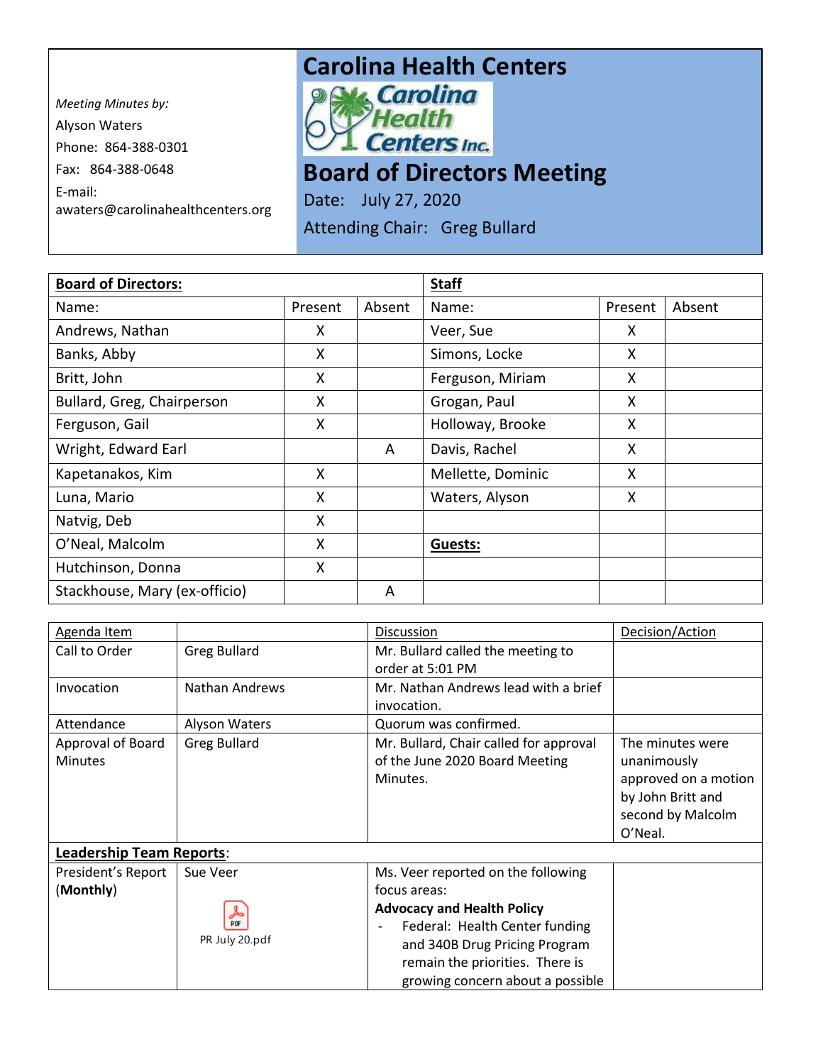*Meeting Minutes by:*

Alyson Waters

Phone: 864-388-0301

Fax: 864-388-0648

E-mail: awaters@carolinahealthcenters.org

# Carolina Health Centers

# Board of Directors Meeting

Date: July 27, 2020

Attending Chair: Greg Bullard

| **Board of Directors:** | | | **Staff** | | |
|---|---|---|---|---|---|
| Name: | Present | Absent | Name: | Present | Absent |
| Andrews, Nathan | X | | Veer, Sue | X | |
| Banks, Abby | X | | Simons, Locke | X | |
| Britt, John | X | | Ferguson, Miriam | X | |
| Bullard, Greg, Chairperson | X | | Grogan, Paul | X | |
| Ferguson, Gail | X | | Holloway, Brooke | X | |
| Wright, Edward Earl | | A | Davis, Rachel | X | |
| Kapetanakos, Kim | X | | Mellette, Dominic | X | |
| Luna, Mario | X | | Waters, Alyson | X | |
| Natvig, Deb | X | | | | |
| O'Neal, Malcolm | X | | **Guests:** | | |
| Hutchinson, Donna | X | | | | |
| Stackhouse, Mary (ex-officio) | | A | | | |

| Agenda Item | | Discussion | Decision/Action |
|---|---|---|---|
| Call to Order | Greg Bullard | Mr. Bullard called the meeting to order at 5:01 PM | |
| Invocation | Nathan Andrews | Mr. Nathan Andrews lead with a brief invocation. | |
| Attendance | Alyson Waters | Quorum was confirmed. | |
| Approval of Board Minutes | Greg Bullard | Mr. Bullard, Chair called for approval of the June 2020 Board Meeting Minutes. | The minutes were unanimously approved on a motion by John Britt and second by Malcolm O'Neal. |
| **Leadership Team Reports**: | | | |
| President's Report (**Monthly**) | Sue Veer<br><br>PR July 20.pdf | Ms. Veer reported on the following focus areas:<br>**Advocacy and Health Policy**<br>- Federal: Health Center funding and 340B Drug Pricing Program remain the priorities. There is growing concern about a possible | |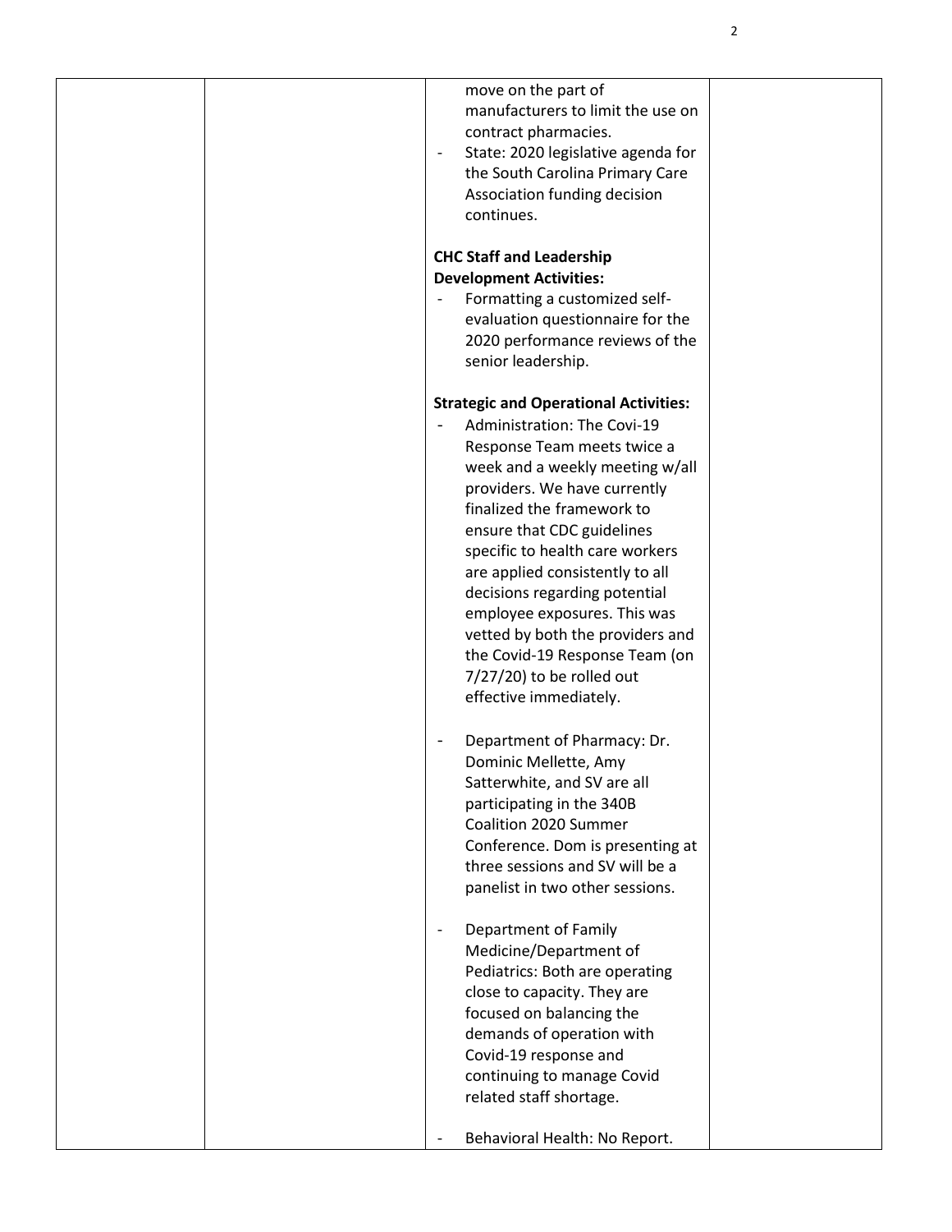| | | move on the part of manufacturers to limit the use on contract pharmacies.<br>- State: 2020 legislative agenda for the South Carolina Primary Care Association funding decision continues.<br><br>**CHC Staff and Leadership Development Activities:**<br>- Formatting a customized self-evaluation questionnaire for the 2020 performance reviews of the senior leadership.<br><br>**Strategic and Operational Activities:**<br>- Administration: The Covi-19 Response Team meets twice a week and a weekly meeting w/all providers. We have currently finalized the framework to ensure that CDC guidelines specific to health care workers are applied consistently to all decisions regarding potential employee exposures. This was vetted by both the providers and the Covid-19 Response Team (on 7/27/20) to be rolled out effective immediately.<br><br>- Department of Pharmacy: Dr. Dominic Mellette, Amy Satterwhite, and SV are all participating in the 340B Coalition 2020 Summer Conference. Dom is presenting at three sessions and SV will be a panelist in two other sessions.<br><br>- Department of Family Medicine/Department of Pediatrics: Both are operating close to capacity. They are focused on balancing the demands of operation with Covid-19 response and continuing to manage Covid related staff shortage.<br><br>- Behavioral Health: No Report. | |
|---|---|---|---|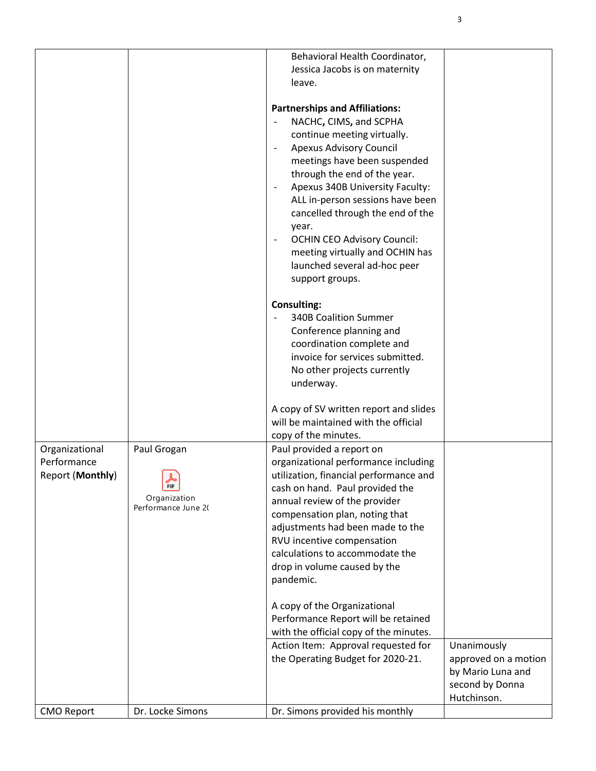| | | | |
|---|---|---|---|
| | | - Behavioral Health Coordinator, Jessica Jacobs is on maternity leave.<br><br>**Partnerships and Affiliations:**<br>- NACHC**,** CIMS**,** and SCPHA continue meeting virtually.<br>- Apexus Advisory Council meetings have been suspended through the end of the year.<br>- Apexus 340B University Faculty: ALL in-person sessions have been cancelled through the end of the year.<br>- OCHIN CEO Advisory Council: meeting virtually and OCHIN has launched several ad-hoc peer support groups.<br><br>**Consulting:**<br>- 340B Coalition Summer Conference planning and coordination complete and invoice for services submitted. No other projects currently underway.<br><br>A copy of SV written report and slides will be maintained with the official copy of the minutes. | |
| Organizational Performance Report (**Monthly**) | Paul Grogan<br><br>Organization Performance June 2( | Paul provided a report on organizational performance including utilization, financial performance and cash on hand. Paul provided the annual review of the provider compensation plan, noting that adjustments had been made to the RVU incentive compensation calculations to accommodate the drop in volume caused by the pandemic.<br><br>A copy of the Organizational Performance Report will be retained with the official copy of the minutes. | |
| | | Action Item: Approval requested for the Operating Budget for 2020-21. | Unanimously approved on a motion by Mario Luna and second by Donna Hutchinson. |
| CMO Report | Dr. Locke Simons | Dr. Simons provided his monthly | |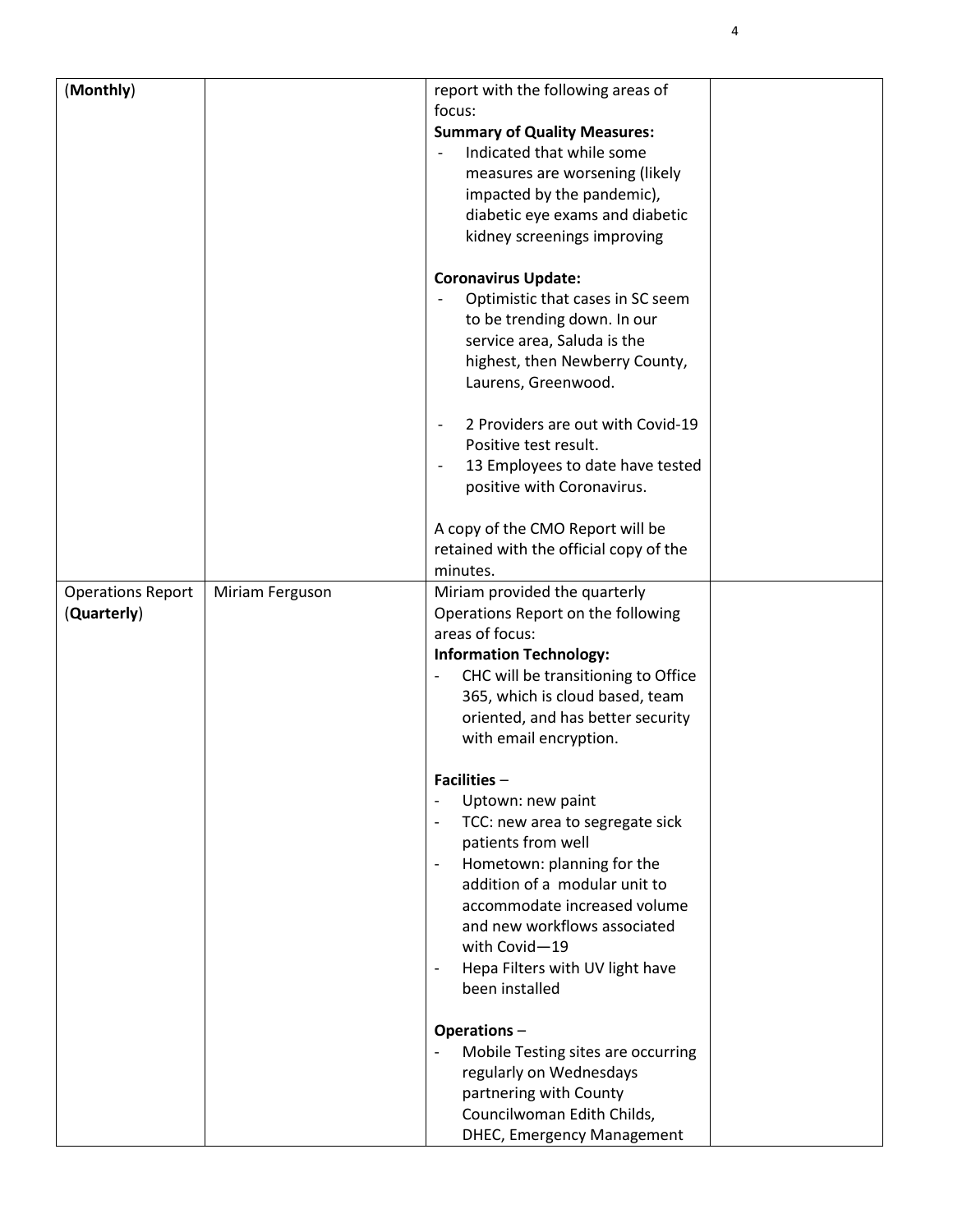| (**Monthly**) | | report with the following areas of focus:<br>**Summary of Quality Measures:**<br>- Indicated that while some measures are worsening (likely impacted by the pandemic), diabetic eye exams and diabetic kidney screenings improving<br><br>**Coronavirus Update:**<br>- Optimistic that cases in SC seem to be trending down. In our service area, Saluda is the highest, then Newberry County, Laurens, Greenwood.<br><br>- 2 Providers are out with Covid-19 Positive test result.<br>- 13 Employees to date have tested positive with Coronavirus.<br><br>A copy of the CMO Report will be retained with the official copy of the minutes. | |
|---|---|---|---|
| Operations Report (**Quarterly**) | Miriam Ferguson | Miriam provided the quarterly Operations Report on the following areas of focus:<br>**Information Technology:**<br>- CHC will be transitioning to Office 365, which is cloud based, team oriented, and has better security with email encryption.<br><br>**Facilities** –<br>- Uptown: new paint<br>- TCC: new area to segregate sick patients from well<br>- Hometown: planning for the addition of a modular unit to accommodate increased volume and new workflows associated with Covid—19<br>- Hepa Filters with UV light have been installed<br><br>**Operations** –<br>- Mobile Testing sites are occurring regularly on Wednesdays partnering with County Councilwoman Edith Childs, DHEC, Emergency Management | |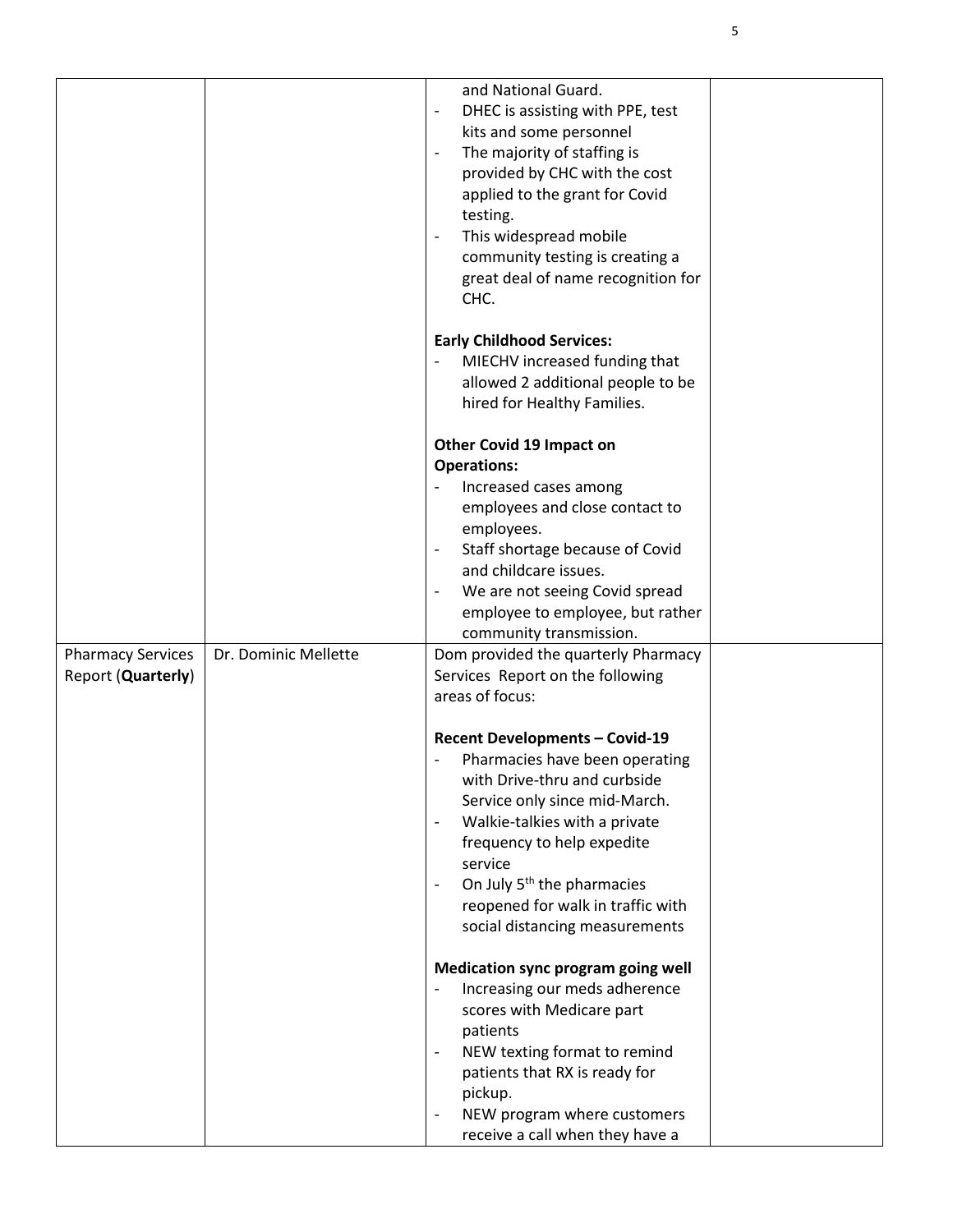| | | | |
|---|---|---|---|
| | | and National Guard.<br>- DHEC is assisting with PPE, test kits and some personnel<br>- The majority of staffing is provided by CHC with the cost applied to the grant for Covid testing.<br>- This widespread mobile community testing is creating a great deal of name recognition for CHC.<br><br>**Early Childhood Services:**<br>- MIECHV increased funding that allowed 2 additional people to be hired for Healthy Families.<br><br>**Other Covid 19 Impact on Operations:**<br>- Increased cases among employees and close contact to employees.<br>- Staff shortage because of Covid and childcare issues.<br>- We are not seeing Covid spread employee to employee, but rather community transmission. | |
| Pharmacy Services Report (**Quarterly**) | Dr. Dominic Mellette | Dom provided the quarterly Pharmacy Services Report on the following areas of focus:<br><br>**Recent Developments – Covid-19**<br>- Pharmacies have been operating with Drive-thru and curbside Service only since mid-March.<br>- Walkie-talkies with a private frequency to help expedite service<br>- On July 5th the pharmacies reopened for walk in traffic with social distancing measurements<br><br>**Medication sync program going well**<br>- Increasing our meds adherence scores with Medicare part patients<br>- NEW texting format to remind patients that RX is ready for pickup.<br>- NEW program where customers receive a call when they have a | |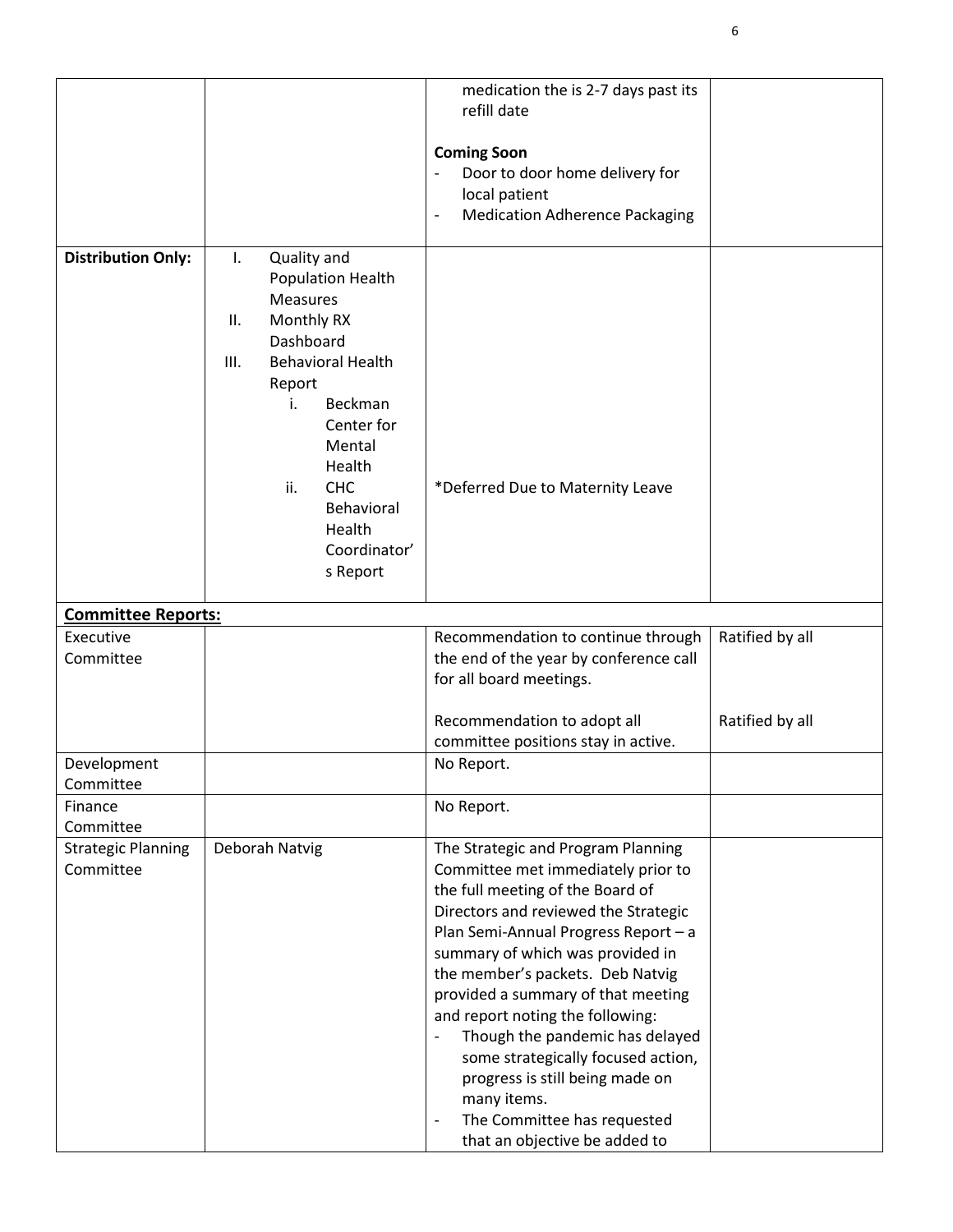| | | | |
|---|---|---|---|
| | | medication the is 2-7 days past its refill date<br><br>**Coming Soon**<br>- Door to door home delivery for local patient<br>- Medication Adherence Packaging | |
| **Distribution Only:** | I. Quality and Population Health Measures<br>II. Monthly RX Dashboard<br>III. Behavioral Health Report<br>i. Beckman Center for Mental Health<br>ii. CHC Behavioral Health Coordinator's Report | *Deferred Due to Maternity Leave | |
| **Committee Reports:** | | | |
| Executive Committee | | Recommendation to continue through the end of the year by conference call for all board meetings. | Ratified by all |
| | | Recommendation to adopt all committee positions stay in active. | Ratified by all |
| Development Committee | | No Report. | |
| Finance Committee | | No Report. | |
| Strategic Planning Committee | Deborah Natvig | The Strategic and Program Planning Committee met immediately prior to the full meeting of the Board of Directors and reviewed the Strategic Plan Semi-Annual Progress Report – a summary of which was provided in the member's packets. Deb Natvig provided a summary of that meeting and report noting the following:<br>- Though the pandemic has delayed some strategically focused action, progress is still being made on many items.<br>- The Committee has requested that an objective be added to | |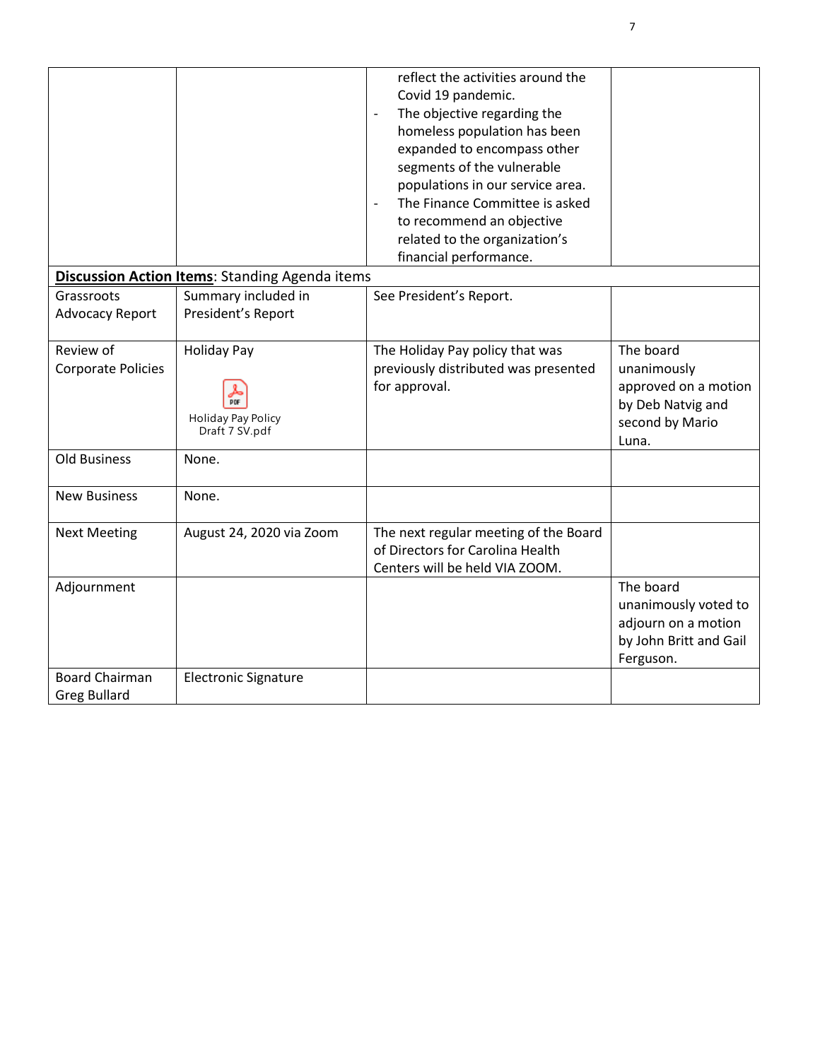| | | | |
|---|---|---|---|
| | | reflect the activities around the Covid 19 pandemic.<br>- The objective regarding the homeless population has been expanded to encompass other segments of the vulnerable populations in our service area.<br>- The Finance Committee is asked to recommend an objective related to the organization's financial performance. | |
| **Discussion Action Items**: Standing Agenda items | | | |
| Grassroots Advocacy Report | Summary included in President's Report | See President's Report. | |
| Review of Corporate Policies | Holiday Pay<br><br>Holiday Pay Policy Draft 7 SV.pdf | The Holiday Pay policy that was previously distributed was presented for approval. | The board unanimously approved on a motion by Deb Natvig and second by Mario Luna. |
| Old Business | None. | | |
| New Business | None. | | |
| Next Meeting | August 24, 2020 via Zoom | The next regular meeting of the Board of Directors for Carolina Health Centers will be held VIA ZOOM. | |
| Adjournment | | | The board unanimously voted to adjourn on a motion by John Britt and Gail Ferguson. |
| Board Chairman Greg Bullard | Electronic Signature | | |